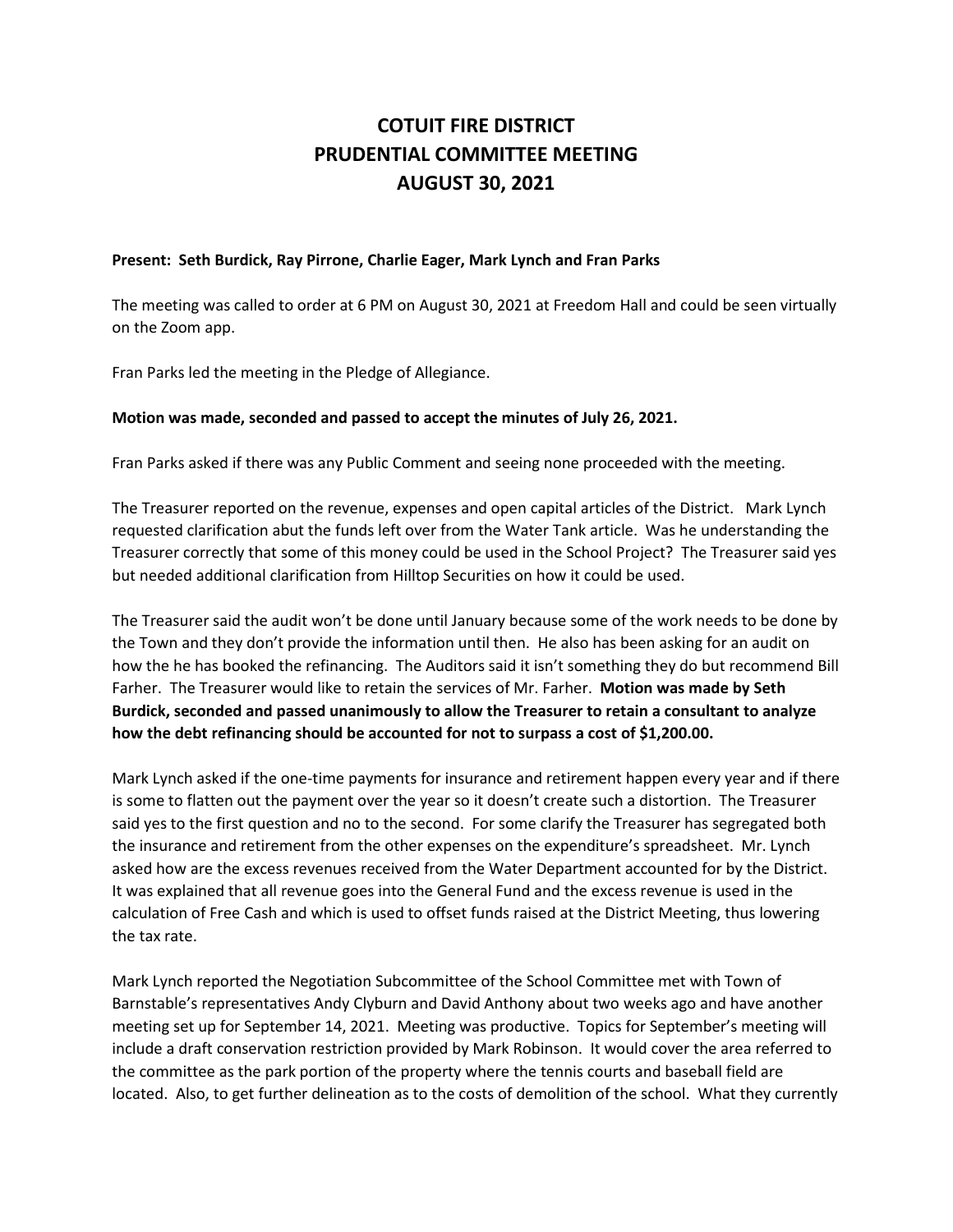# COTUIT FIRE DISTRICT
# PRUDENTIAL COMMITTEE MEETING
# AUGUST 30, 2021

**Present: Seth Burdick, Ray Pirrone, Charlie Eager, Mark Lynch and Fran Parks**

The meeting was called to order at 6 PM on August 30, 2021 at Freedom Hall and could be seen virtually on the Zoom app.

Fran Parks led the meeting in the Pledge of Allegiance.

**Motion was made, seconded and passed to accept the minutes of July 26, 2021.**

Fran Parks asked if there was any Public Comment and seeing none proceeded with the meeting.

The Treasurer reported on the revenue, expenses and open capital articles of the District. Mark Lynch requested clarification abut the funds left over from the Water Tank article. Was he understanding the Treasurer correctly that some of this money could be used in the School Project? The Treasurer said yes but needed additional clarification from Hilltop Securities on how it could be used.

The Treasurer said the audit won't be done until January because some of the work needs to be done by the Town and they don't provide the information until then. He also has been asking for an audit on how the he has booked the refinancing. The Auditors said it isn't something they do but recommend Bill Farher. The Treasurer would like to retain the services of Mr. Farher. **Motion was made by Seth Burdick, seconded and passed unanimously to allow the Treasurer to retain a consultant to analyze how the debt refinancing should be accounted for not to surpass a cost of $1,200.00.**

Mark Lynch asked if the one-time payments for insurance and retirement happen every year and if there is some to flatten out the payment over the year so it doesn't create such a distortion. The Treasurer said yes to the first question and no to the second. For some clarify the Treasurer has segregated both the insurance and retirement from the other expenses on the expenditure's spreadsheet. Mr. Lynch asked how are the excess revenues received from the Water Department accounted for by the District. It was explained that all revenue goes into the General Fund and the excess revenue is used in the calculation of Free Cash and which is used to offset funds raised at the District Meeting, thus lowering the tax rate.

Mark Lynch reported the Negotiation Subcommittee of the School Committee met with Town of Barnstable's representatives Andy Clyburn and David Anthony about two weeks ago and have another meeting set up for September 14, 2021. Meeting was productive. Topics for September's meeting will include a draft conservation restriction provided by Mark Robinson. It would cover the area referred to the committee as the park portion of the property where the tennis courts and baseball field are located. Also, to get further delineation as to the costs of demolition of the school. What they currently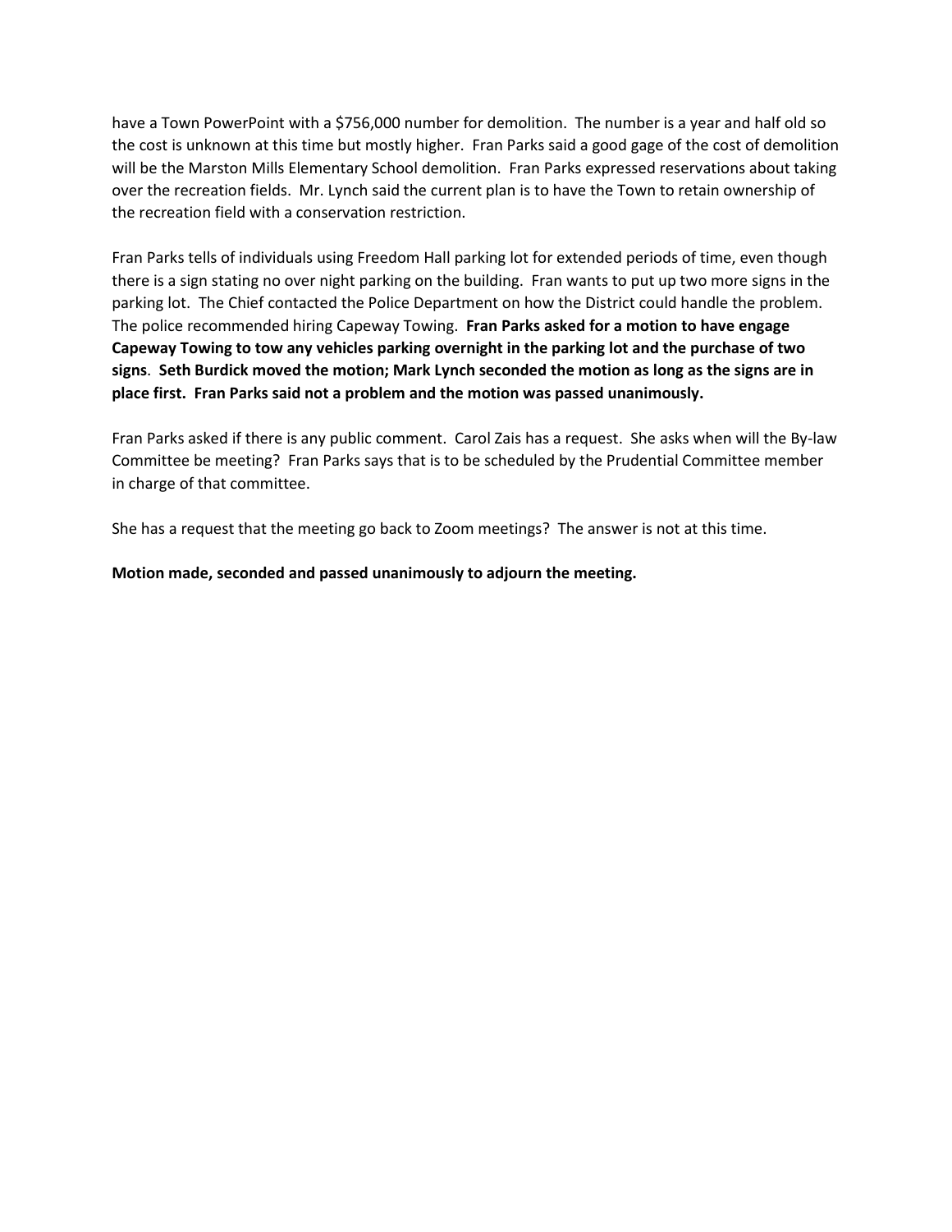have a Town PowerPoint with a $756,000 number for demolition. The number is a year and half old so the cost is unknown at this time but mostly higher. Fran Parks said a good gage of the cost of demolition will be the Marston Mills Elementary School demolition. Fran Parks expressed reservations about taking over the recreation fields. Mr. Lynch said the current plan is to have the Town to retain ownership of the recreation field with a conservation restriction.

Fran Parks tells of individuals using Freedom Hall parking lot for extended periods of time, even though there is a sign stating no over night parking on the building. Fran wants to put up two more signs in the parking lot. The Chief contacted the Police Department on how the District could handle the problem. The police recommended hiring Capeway Towing. **Fran Parks asked for a motion to have engage Capeway Towing to tow any vehicles parking overnight in the parking lot and the purchase of two signs**. **Seth Burdick moved the motion; Mark Lynch seconded the motion as long as the signs are in place first. Fran Parks said not a problem and the motion was passed unanimously.**

Fran Parks asked if there is any public comment. Carol Zais has a request. She asks when will the By-law Committee be meeting? Fran Parks says that is to be scheduled by the Prudential Committee member in charge of that committee.

She has a request that the meeting go back to Zoom meetings? The answer is not at this time.

**Motion made, seconded and passed unanimously to adjourn the meeting.**